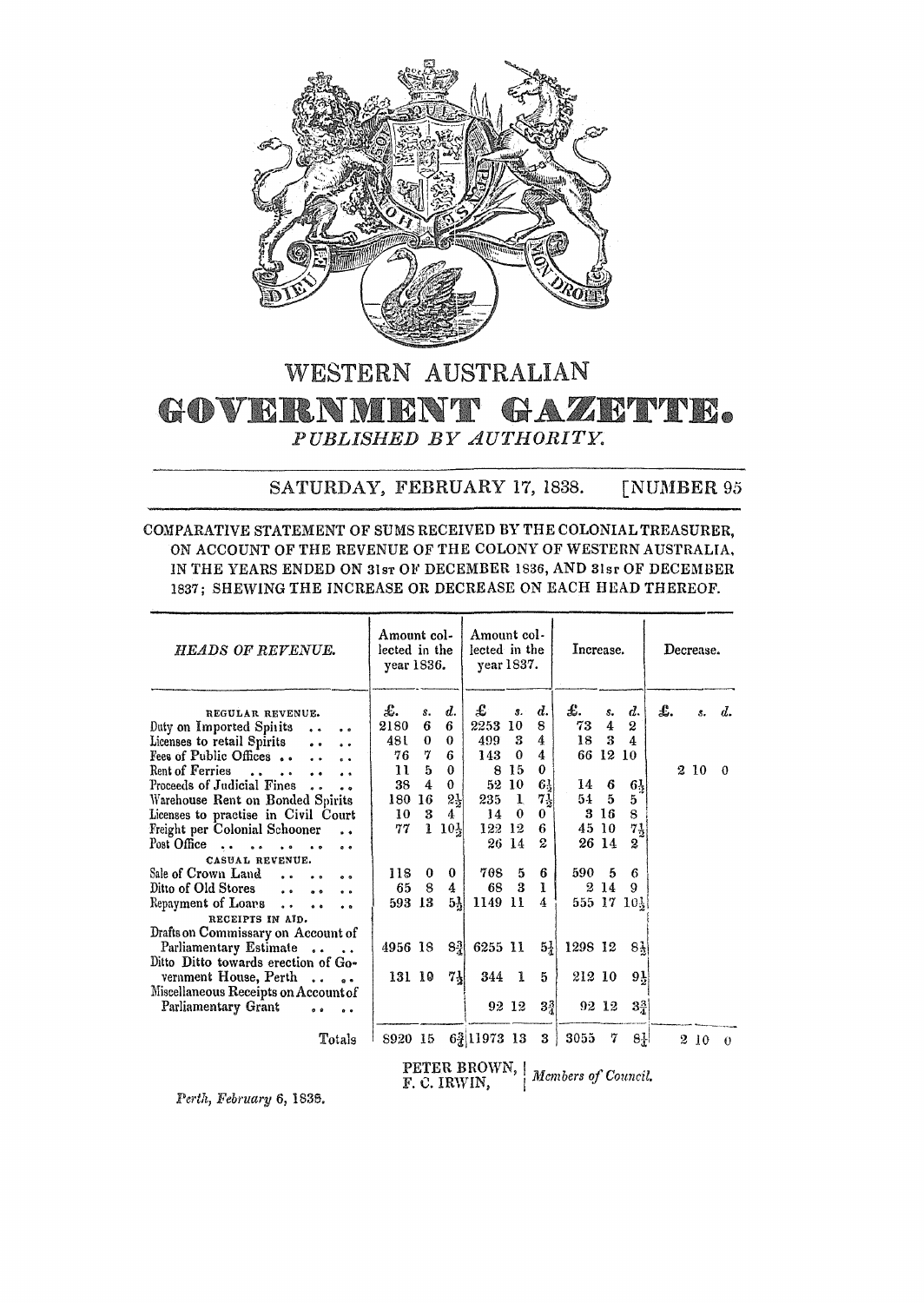# WESTERN AUSTRALIAN

# GOVERNMENT GAZETTE.

*PUBLISHED BY AUTHORITY.*

SATURDAY, FEBRUARY 17, 1838. [NUMBER 95

COMPARATIVE STATEMENT OF SUMS RECEIVED BY THE COLONIAL TREASURER, ON ACCOUNT OF THE REVENUE OF THE COLONY OF WESTERN AUSTRALIA, IN THE YEARS ENDED ON 31ST OF DECEMBER 1836, AND 31ST OF DECEMBER 1837; SHEWING THE INCREASE OR DECREASE ON EACH HEAD THEREOF.

| *HEADS OF REVENUE.* | Amount collected in the year 1836. | | | Amount collected in the year 1837. | | | Increase. | | | Decrease. | | |
|---|---|---|---|---|---|---|---|---|---|---|---|---|
| | £. | s. | d. | £ | s. | d. | £. | s. | d. | £. | s. | d. |
| REGULAR REVENUE. | | | | | | | | | | | | |
| Duty on Imported Spirits | 2180 | 6 | 6 | 2253 | 10 | 8 | 73 | 4 | 2 | | | |
| Licenses to retail Spirits | 481 | 0 | 0 | 499 | 3 | 4 | 18 | 3 | 4 | | | |
| Fees of Public Offices | 76 | 7 | 6 | 143 | 0 | 4 | 66 | 12 | 10 | | | |
| Rent of Ferries | 11 | 5 | 0 | 8 | 15 | 0 | | | | 2 | 10 | 0 |
| Proceeds of Judicial Fines | 38 | 4 | 0 | 52 | 10 | 6½ | 14 | 6 | 6½ | | | |
| Warehouse Rent on Bonded Spirits | 180 | 16 | 2½ | 235 | 1 | 7½ | 54 | 5 | 5 | | | |
| Licenses to practise in Civil Court | 10 | 3 | 4 | 14 | 0 | 0 | 3 | 16 | 8 | | | |
| Freight per Colonial Schooner | 77 | 1 | 10½ | 122 | 12 | 6 | 45 | 10 | 7½ | | | |
| Post Office | | | | 26 | 14 | 2 | 26 | 14 | 2 | | | |
| CASUAL REVENUE. | | | | | | | | | | | | |
| Sale of Crown Land | 118 | 0 | 0 | 708 | 5 | 6 | 590 | 5 | 6 | | | |
| Ditto of Old Stores | 65 | 8 | 4 | 68 | 3 | 1 | 2 | 14 | 9 | | | |
| Repayment of Loans | 593 | 13 | 5½ | 1149 | 11 | 4 | 555 | 17 | 10½ | | | |
| RECEIPTS IN AID. | | | | | | | | | | | | |
| Drafts on Commissary on Account of Parliamentary Estimate | 4956 | 18 | 8¾ | 6255 | 11 | 5¼ | 1298 | 12 | 8½ | | | |
| Ditto Ditto towards erection of Government House, Perth | 131 | 10 | 7½ | 344 | 1 | 5 | 212 | 10 | 9½ | | | |
| Miscellaneous Receipts on Account of Parliamentary Grant | | | | 92 | 12 | 3¾ | 92 | 12 | 3¾ | | | |
| Totals | 8920 | 15 | 6¾ | 11973 | 13 | 3 | 3055 | 7 | 8¼ | 2 | 10 | 0 |

PETER BROWN,
F. C. IRWIN, *Members of Council.*

*Perth, February 6, 1838.*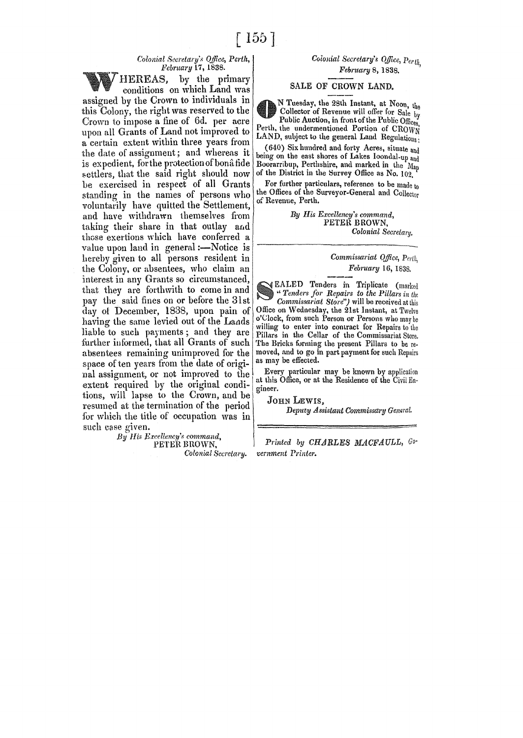*Colonial Secretary's Office, Perth,*
*February 17, 1838.*

WHEREAS, by the primary conditions on which Land was assigned by the Crown to individuals in this Colony, the right was reserved to the Crown to impose a fine of 6d. per acre upon all Grants of Land not improved to a certain extent within three years from the date of assignment; and whereas it is expedient, for the protection of bonâ fide settlers, that the said right should now be exercised in respect of all Grants standing in the names of persons who voluntarily have quitted the Settlement, and have withdrawn themselves from taking their share in that outlay and those exertions which have conferred a value upon land in general:—Notice is hereby given to all persons resident in the Colony, or absentees, who claim an interest in any Grants so circumstanced, that they are forthwith to come in and pay the said fines on or before the 31st day of December, 1838, upon pain of having the same levied out of the Lands liable to such payments; and they are further informed, that all Grants of such absentees remaining unimproved for the space of ten years from the date of original assignment, or not improved to the extent required by the original conditions, will lapse to the Crown, and be resumed at the termination of the period for which the title of occupation was in such case given.

*By His Excellency's command,*
PETER BROWN,
*Colonial Secretary.*

---

*Colonial Secretary's Office, Perth,*
*February 8, 1838.*

## SALE OF CROWN LAND.

ON Tuesday, the 28th Instant, at Noon, the Collector of Revenue will offer for Sale by Public Auction, in front of the Public Offices, Perth, the undermentioned Portion of CROWN LAND, subject to the general Land Regulations:

(640) Six hundred and forty Acres, situate and being on the east shores of Lakes Ioondal-up and Boorarribup, Perthshire, and marked in the Map of the District in the Survey Office as No. 102.

For further particulars, reference to be made to the Offices of the Surveyor-General and Collector of Revenue, Perth.

*By His Excellency's command,*
PETER BROWN,
*Colonial Secretary.*

---

*Commissariat Office, Perth,*
*February 16, 1838.*

SEALED Tenders in Triplicate (marked "*Tenders for Repairs to the Pillars in the Commissariat Store*") will be received at this Office on Wednesday, the 21st Instant, at Twelve o'Clock, from such Person or Persons who may be willing to enter into contract for Repairs to the Pillars in the Cellar of the Commissariat Store. The Bricks forming the present Pillars to be removed, and to go in part payment for such Repairs as may be effected.

Every particular may be known by application at this Office, or at the Residence of the Civil Engineer.

JOHN LEWIS,
*Deputy Assistant Commissary General.*

---

*Printed by CHARLES MACFAULL, Government Printer.*